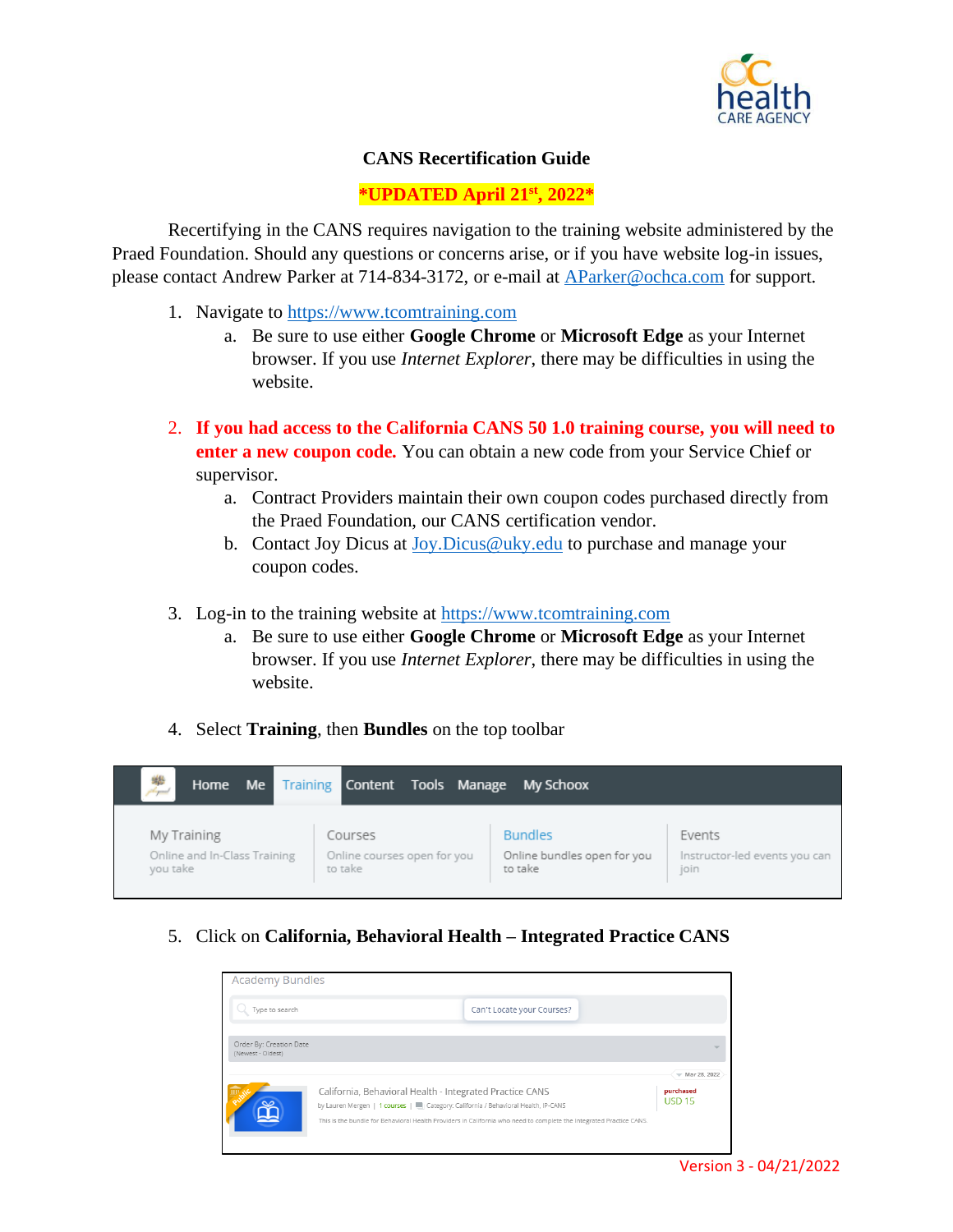# CANS Recertification Guide

**\*UPDATED April 21st, 2022\***

Recertifying in the CANS requires navigation to the training website administered by the Praed Foundation. Should any questions or concerns arise, or if you have website log-in issues, please contact Andrew Parker at 714-834-3172, or e-mail at APParker@ochca.com for support.

1. Navigate to https://www.tcomtraining.com
   a. Be sure to use either **Google Chrome** or **Microsoft Edge** as your Internet browser. If you use *Internet Explorer*, there may be difficulties in using the website.

2. **If you had access to the California CANS 50 1.0 training course, you will need to enter a new coupon code.** You can obtain a new code from your Service Chief or supervisor.
   a. Contract Providers maintain their own coupon codes purchased directly from the Praed Foundation, our CANS certification vendor.
   b. Contact Joy Dicus at Joy.Dicus@uky.edu to purchase and manage your coupon codes.

3. Log-in to the training website at https://www.tcomtraining.com
   a. Be sure to use either **Google Chrome** or **Microsoft Edge** as your Internet browser. If you use *Internet Explorer*, there may be difficulties in using the website.

4. Select **Training**, then **Bundles** on the top toolbar

5. Click on **California, Behavioral Health – Integrated Practice CANS**

Version 3 - 04/21/2022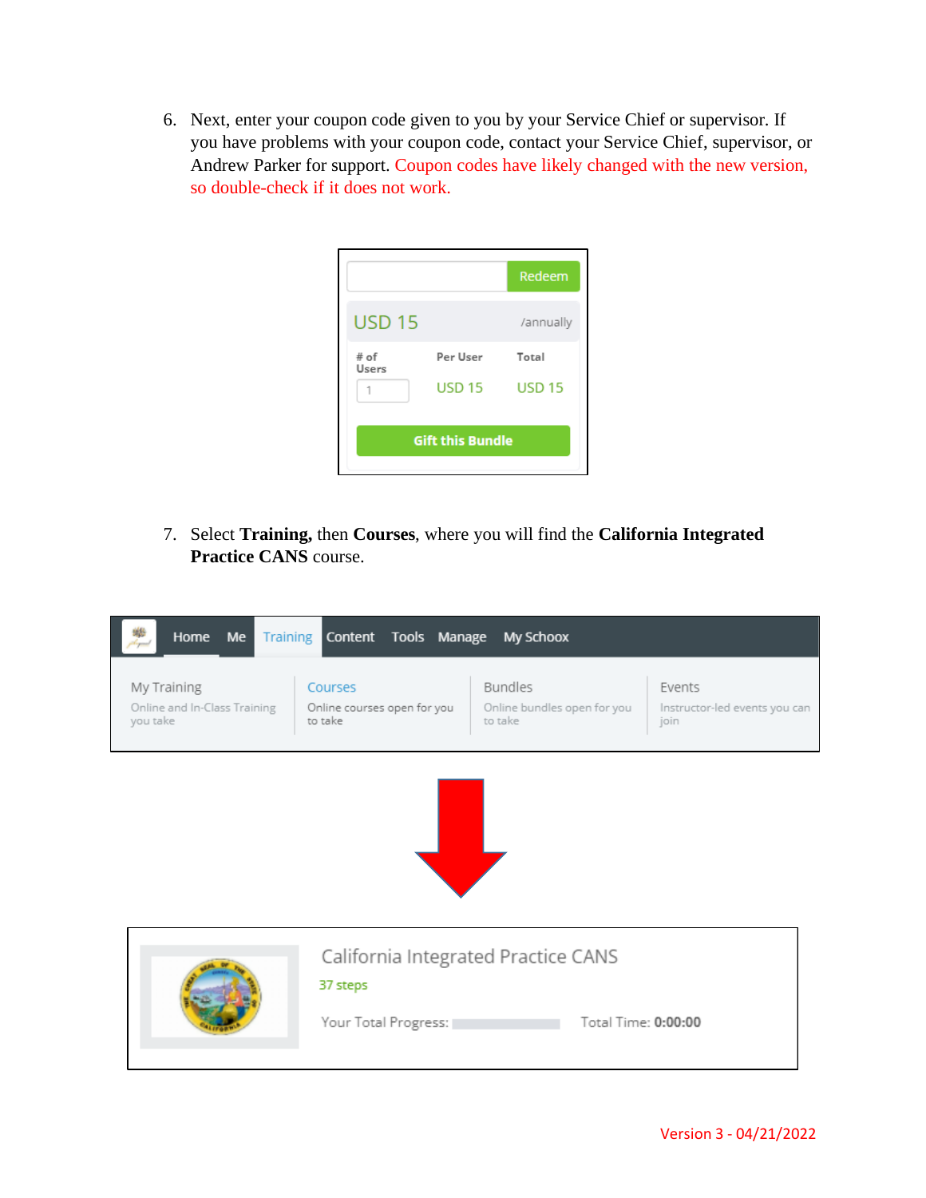6. Next, enter your coupon code given to you by your Service Chief or supervisor. If you have problems with your coupon code, contact your Service Chief, supervisor, or Andrew Parker for support. Coupon codes have likely changed with the new version, so double-check if it does not work.

7. Select **Training,** then **Courses**, where you will find the **California Integrated Practice CANS** course.

Version 3 - 04/21/2022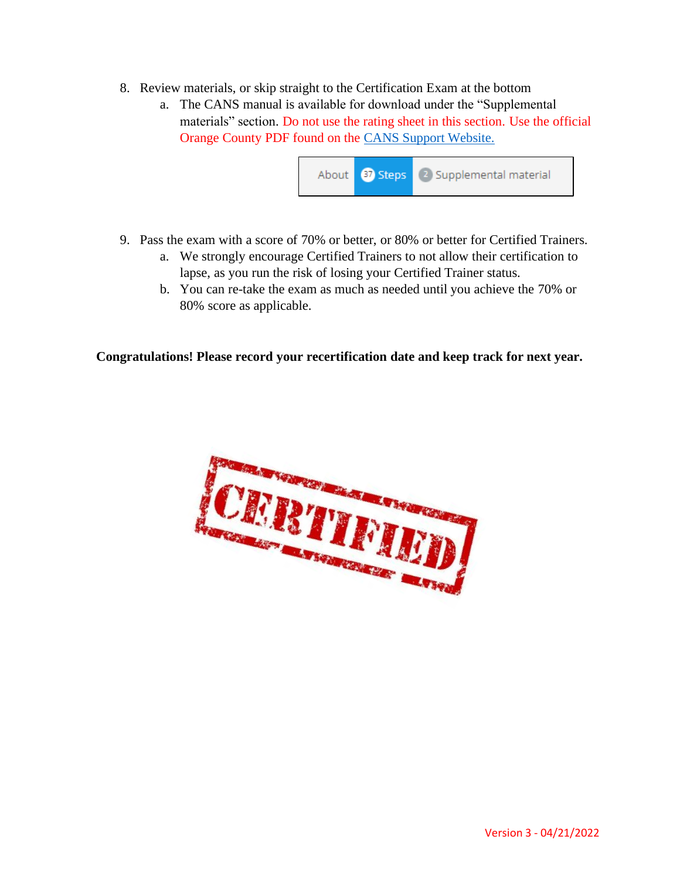8. Review materials, or skip straight to the Certification Exam at the bottom
    a. The CANS manual is available for download under the "Supplemental materials" section. Do not use the rating sheet in this section. Use the official Orange County PDF found on the [CANS Support Website.]()

9. Pass the exam with a score of 70% or better, or 80% or better for Certified Trainers.
    a. We strongly encourage Certified Trainers to not allow their certification to lapse, as you run the risk of losing your Certified Trainer status.
    b. You can re-take the exam as much as needed until you achieve the 70% or 80% score as applicable.

**Congratulations! Please record your recertification date and keep track for next year.**

Version 3 - 04/21/2022